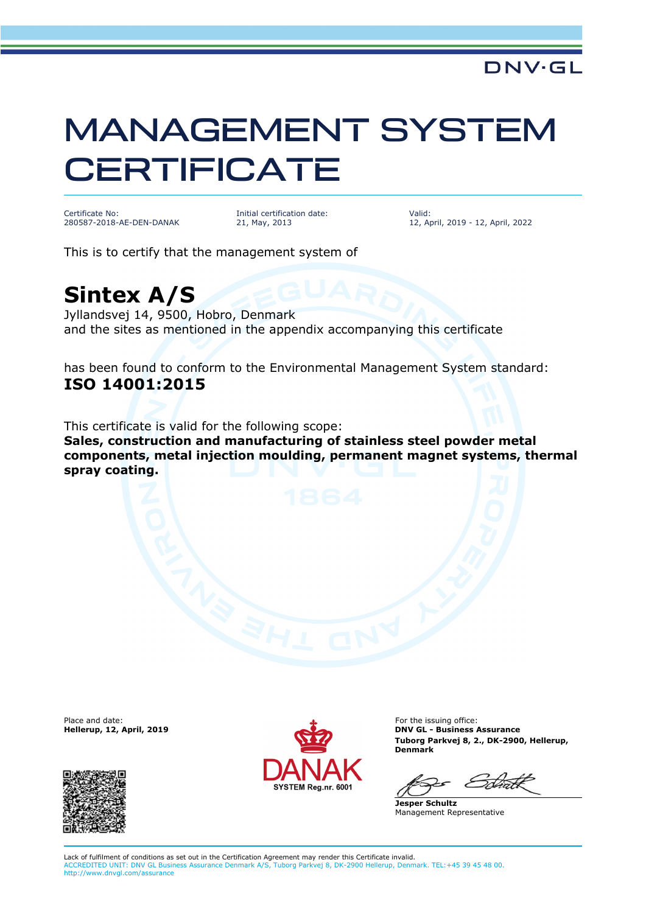DNV·GL

# MANAGEMENT SYSTEM CERTIFICATE

| Certificate No: | Initial certification date: | Valid: |
|---|---|---|
| 280587-2018-AE-DEN-DANAK | 21, May, 2013 | 12, April, 2019 - 12, April, 2022 |

This is to certify that the management system of

## Sintex A/S

Jyllandsvej 14, 9500, Hobro, Denmark
and the sites as mentioned in the appendix accompanying this certificate

has been found to conform to the Environmental Management System standard:

**ISO 14001:2015**

This certificate is valid for the following scope:

**Sales, construction and manufacturing of stainless steel powder metal components, metal injection moulding, permanent magnet systems, thermal spray coating.**

Place and date:
**Hellerup, 12, April, 2019**

DANAK
SYSTEM Reg.nr. 6001

For the issuing office:
**DNV GL - Business Assurance**
**Tuborg Parkvej 8, 2., DK-2900, Hellerup, Denmark**

**Jesper Schultz**
Management Representative

Lack of fulfilment of conditions as set out in the Certification Agreement may render this Certificate invalid.
ACCREDITED UNIT: DNV GL Business Assurance Denmark A/S, Tuborg Parkvej 8, DK-2900 Hellerup, Denmark. TEL:+45 39 45 48 00. http://www.dnvgl.com/assurance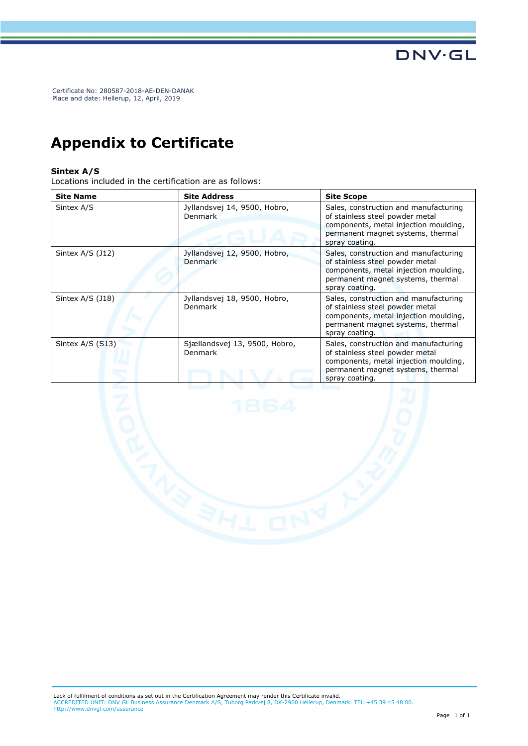Certificate No: 280587-2018-AE-DEN-DANAK
Place and date: Hellerup, 12, April, 2019

# Appendix to Certificate

**Sintex A/S**
Locations included in the certification are as follows:

| Site Name | Site Address | Site Scope |
|---|---|---|
| Sintex A/S | Jyllandsvej 14, 9500, Hobro, Denmark | Sales, construction and manufacturing of stainless steel powder metal components, metal injection moulding, permanent magnet systems, thermal spray coating. |
| Sintex A/S (J12) | Jyllandsvej 12, 9500, Hobro, Denmark | Sales, construction and manufacturing of stainless steel powder metal components, metal injection moulding, permanent magnet systems, thermal spray coating. |
| Sintex A/S (J18) | Jyllandsvej 18, 9500, Hobro, Denmark | Sales, construction and manufacturing of stainless steel powder metal components, metal injection moulding, permanent magnet systems, thermal spray coating. |
| Sintex A/S (S13) | Sjællandsvej 13, 9500, Hobro, Denmark | Sales, construction and manufacturing of stainless steel powder metal components, metal injection moulding, permanent magnet systems, thermal spray coating. |

Lack of fulfilment of conditions as set out in the Certification Agreement may render this Certificate invalid.
ACCREDITED UNIT: DNV GL Business Assurance Denmark A/S, Tuborg Parkvej 8, DK-2900 Hellerup, Denmark. TEL:+45 39 45 48 00. http://www.dnvgl.com/assurance